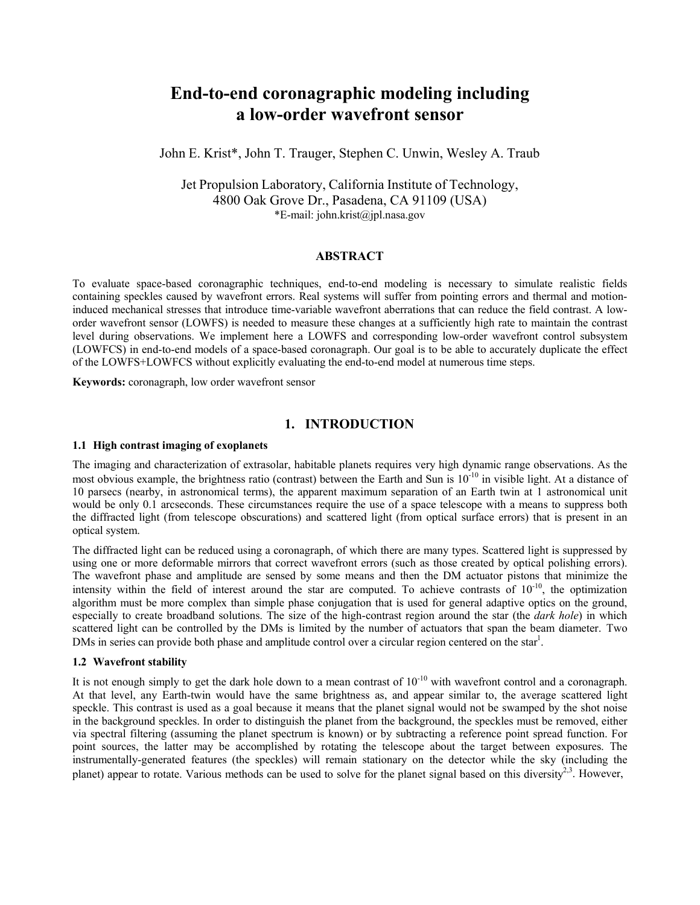# End-to-end coronagraphic modeling including a low-order wavefront sensor

John E. Krist*, John T. Trauger, Stephen C. Unwin, Wesley A. Traub

Jet Propulsion Laboratory, California Institute of Technology,
4800 Oak Grove Dr., Pasadena, CA 91109 (USA)
*E-mail: john.krist@jpl.nasa.gov

## ABSTRACT

To evaluate space-based coronagraphic techniques, end-to-end modeling is necessary to simulate realistic fields containing speckles caused by wavefront errors. Real systems will suffer from pointing errors and thermal and motion-induced mechanical stresses that introduce time-variable wavefront aberrations that can reduce the field contrast. A low-order wavefront sensor (LOWFS) is needed to measure these changes at a sufficiently high rate to maintain the contrast level during observations. We implement here a LOWFS and corresponding low-order wavefront control subsystem (LOWFCS) in end-to-end models of a space-based coronagraph. Our goal is to be able to accurately duplicate the effect of the LOWFS+LOWFCS without explicitly evaluating the end-to-end model at numerous time steps.

**Keywords:** coronagraph, low order wavefront sensor

## 1. INTRODUCTION

### 1.1 High contrast imaging of exoplanets

The imaging and characterization of extrasolar, habitable planets requires very high dynamic range observations. As the most obvious example, the brightness ratio (contrast) between the Earth and Sun is $10^{-10}$ in visible light. At a distance of 10 parsecs (nearby, in astronomical terms), the apparent maximum separation of an Earth twin at 1 astronomical unit would be only 0.1 arcseconds. These circumstances require the use of a space telescope with a means to suppress both the diffracted light (from telescope obscurations) and scattered light (from optical surface errors) that is present in an optical system.

The diffracted light can be reduced using a coronagraph, of which there are many types. Scattered light is suppressed by using one or more deformable mirrors that correct wavefront errors (such as those created by optical polishing errors). The wavefront phase and amplitude are sensed by some means and then the DM actuator pistons that minimize the intensity within the field of interest around the star are computed. To achieve contrasts of $10^{-10}$, the optimization algorithm must be more complex than simple phase conjugation that is used for general adaptive optics on the ground, especially to create broadband solutions. The size of the high-contrast region around the star (the *dark hole*) in which scattered light can be controlled by the DMs is limited by the number of actuators that span the beam diameter. Two DMs in series can provide both phase and amplitude control over a circular region centered on the star[1].

### 1.2 Wavefront stability

It is not enough simply to get the dark hole down to a mean contrast of $10^{-10}$ with wavefront control and a coronagraph. At that level, any Earth-twin would have the same brightness as, and appear similar to, the average scattered light speckle. This contrast is used as a goal because it means that the planet signal would not be swamped by the shot noise in the background speckles. In order to distinguish the planet from the background, the speckles must be removed, either via spectral filtering (assuming the planet spectrum is known) or by subtracting a reference point spread function. For point sources, the latter may be accomplished by rotating the telescope about the target between exposures. The instrumentally-generated features (the speckles) will remain stationary on the detector while the sky (including the planet) appear to rotate. Various methods can be used to solve for the planet signal based on this diversity[2,3]. However,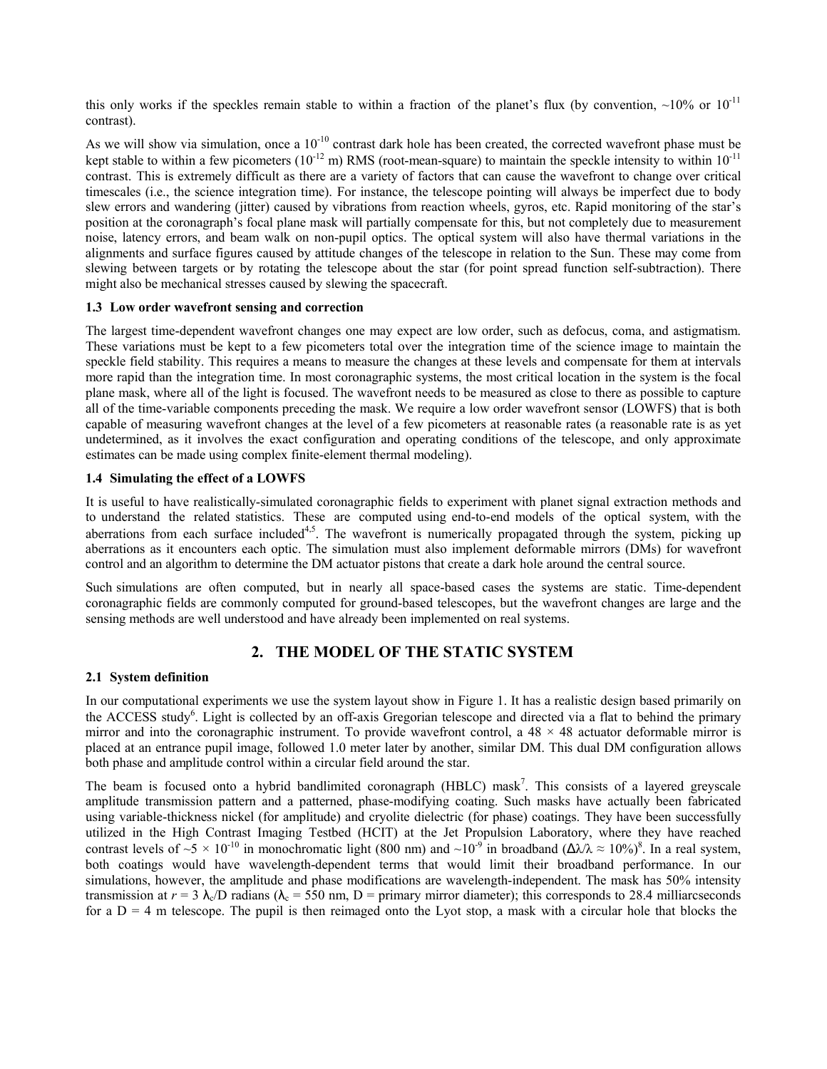this only works if the speckles remain stable to within a fraction of the planet's flux (by convention, ~10% or $10^{-11}$ contrast).

As we will show via simulation, once a $10^{-10}$ contrast dark hole has been created, the corrected wavefront phase must be kept stable to within a few picometers ($10^{-12}$ m) RMS (root-mean-square) to maintain the speckle intensity to within $10^{-11}$ contrast. This is extremely difficult as there are a variety of factors that can cause the wavefront to change over critical timescales (i.e., the science integration time). For instance, the telescope pointing will always be imperfect due to body slew errors and wandering (jitter) caused by vibrations from reaction wheels, gyros, etc. Rapid monitoring of the star's position at the coronagraph's focal plane mask will partially compensate for this, but not completely due to measurement noise, latency errors, and beam walk on non-pupil optics. The optical system will also have thermal variations in the alignments and surface figures caused by attitude changes of the telescope in relation to the Sun. These may come from slewing between targets or by rotating the telescope about the star (for point spread function self-subtraction). There might also be mechanical stresses caused by slewing the spacecraft.

### 1.3 Low order wavefront sensing and correction

The largest time-dependent wavefront changes one may expect are low order, such as defocus, coma, and astigmatism. These variations must be kept to a few picometers total over the integration time of the science image to maintain the speckle field stability. This requires a means to measure the changes at these levels and compensate for them at intervals more rapid than the integration time. In most coronagraphic systems, the most critical location in the system is the focal plane mask, where all of the light is focused. The wavefront needs to be measured as close to there as possible to capture all of the time-variable components preceding the mask. We require a low order wavefront sensor (LOWFS) that is both capable of measuring wavefront changes at the level of a few picometers at reasonable rates (a reasonable rate is as yet undetermined, as it involves the exact configuration and operating conditions of the telescope, and only approximate estimates can be made using complex finite-element thermal modeling).

### 1.4 Simulating the effect of a LOWFS

It is useful to have realistically-simulated coronagraphic fields to experiment with planet signal extraction methods and to understand the related statistics. These are computed using end-to-end models of the optical system, with the aberrations from each surface included[4,5]. The wavefront is numerically propagated through the system, picking up aberrations as it encounters each optic. The simulation must also implement deformable mirrors (DMs) for wavefront control and an algorithm to determine the DM actuator pistons that create a dark hole around the central source.

Such simulations are often computed, but in nearly all space-based cases the systems are static. Time-dependent coronagraphic fields are commonly computed for ground-based telescopes, but the wavefront changes are large and the sensing methods are well understood and have already been implemented on real systems.

## 2. THE MODEL OF THE STATIC SYSTEM

### 2.1 System definition

In our computational experiments we use the system layout show in Figure 1. It has a realistic design based primarily on the ACCESS study[6]. Light is collected by an off-axis Gregorian telescope and directed via a flat to behind the primary mirror and into the coronagraphic instrument. To provide wavefront control, a 48 × 48 actuator deformable mirror is placed at an entrance pupil image, followed 1.0 meter later by another, similar DM. This dual DM configuration allows both phase and amplitude control within a circular field around the star.

The beam is focused onto a hybrid bandlimited coronagraph (HBLC) mask[7]. This consists of a layered greyscale amplitude transmission pattern and a patterned, phase-modifying coating. Such masks have actually been fabricated using variable-thickness nickel (for amplitude) and cryolite dielectric (for phase) coatings. They have been successfully utilized in the High Contrast Imaging Testbed (HCIT) at the Jet Propulsion Laboratory, where they have reached contrast levels of $\sim 5 \times 10^{-10}$ in monochromatic light (800 nm) and $\sim 10^{-9}$ in broadband ($\Delta\lambda/\lambda \approx 10\%$)[8]. In a real system, both coatings would have wavelength-dependent terms that would limit their broadband performance. In our simulations, however, the amplitude and phase modifications are wavelength-independent. The mask has 50% intensity transmission at $r = 3\ \lambda_c/D$ radians ($\lambda_c = 550$ nm, D = primary mirror diameter); this corresponds to 28.4 milliarcseconds for a D = 4 m telescope. The pupil is then reimaged onto the Lyot stop, a mask with a circular hole that blocks the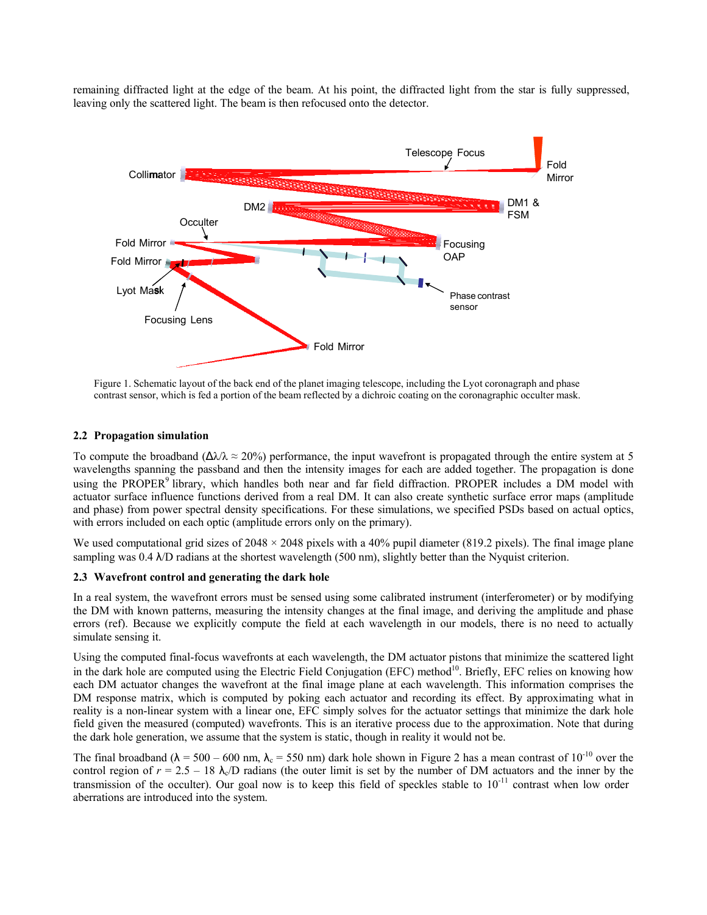remaining diffracted light at the edge of the beam. At his point, the diffracted light from the star is fully suppressed, leaving only the scattered light. The beam is then refocused onto the detector.

Figure 1. Schematic layout of the back end of the planet imaging telescope, including the Lyot coronagraph and phase contrast sensor, which is fed a portion of the beam reflected by a dichroic coating on the coronagraphic occulter mask.

### 2.2 Propagation simulation

To compute the broadband ($\Delta\lambda/\lambda \approx 20\%$) performance, the input wavefront is propagated through the entire system at 5 wavelengths spanning the passband and then the intensity images for each are added together. The propagation is done using the PROPER[9] library, which handles both near and far field diffraction. PROPER includes a DM model with actuator surface influence functions derived from a real DM. It can also create synthetic surface error maps (amplitude and phase) from power spectral density specifications. For these simulations, we specified PSDs based on actual optics, with errors included on each optic (amplitude errors only on the primary).

We used computational grid sizes of 2048 × 2048 pixels with a 40% pupil diameter (819.2 pixels). The final image plane sampling was 0.4 $\lambda$/D radians at the shortest wavelength (500 nm), slightly better than the Nyquist criterion.

### 2.3 Wavefront control and generating the dark hole

In a real system, the wavefront errors must be sensed using some calibrated instrument (interferometer) or by modifying the DM with known patterns, measuring the intensity changes at the final image, and deriving the amplitude and phase errors (ref). Because we explicitly compute the field at each wavelength in our models, there is no need to actually simulate sensing it.

Using the computed final-focus wavefronts at each wavelength, the DM actuator pistons that minimize the scattered light in the dark hole are computed using the Electric Field Conjugation (EFC) method[10]. Briefly, EFC relies on knowing how each DM actuator changes the wavefront at the final image plane at each wavelength. This information comprises the DM response matrix, which is computed by poking each actuator and recording its effect. By approximating what in reality is a non-linear system with a linear one, EFC simply solves for the actuator settings that minimize the dark hole field given the measured (computed) wavefronts. This is an iterative process due to the approximation. Note that during the dark hole generation, we assume that the system is static, though in reality it would not be.

The final broadband ($\lambda$ = 500 – 600 nm, $\lambda_c$ = 550 nm) dark hole shown in Figure 2 has a mean contrast of $10^{-10}$ over the control region of $r$ = 2.5 – 18 $\lambda_c$/D radians (the outer limit is set by the number of DM actuators and the inner by the transmission of the occulter). Our goal now is to keep this field of speckles stable to $10^{-11}$ contrast when low order aberrations are introduced into the system.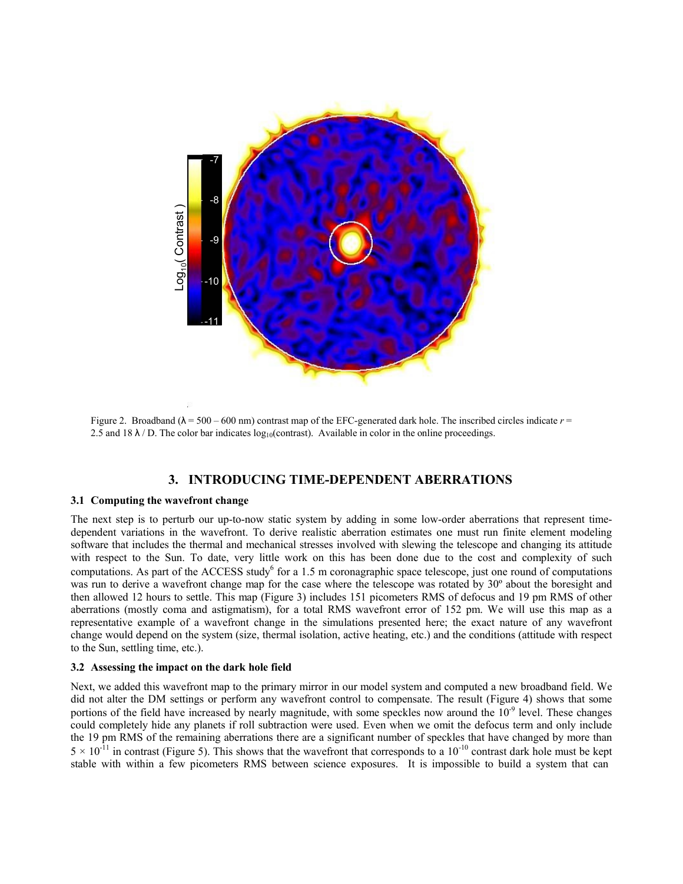Figure 2. Broadband ($\lambda$ = 500 – 600 nm) contrast map of the EFC-generated dark hole. The inscribed circles indicate $r$ = 2.5 and 18 $\lambda$ / D. The color bar indicates $\log_{10}$(contrast). Available in color in the online proceedings.

## 3. INTRODUCING TIME-DEPENDENT ABERRATIONS

### 3.1 Computing the wavefront change

The next step is to perturb our up-to-now static system by adding in some low-order aberrations that represent time-dependent variations in the wavefront. To derive realistic aberration estimates one must run finite element modeling software that includes the thermal and mechanical stresses involved with slewing the telescope and changing its attitude with respect to the Sun. To date, very little work on this has been done due to the cost and complexity of such computations. As part of the ACCESS study[6] for a 1.5 m coronagraphic space telescope, just one round of computations was run to derive a wavefront change map for the case where the telescope was rotated by 30º about the boresight and then allowed 12 hours to settle. This map (Figure 3) includes 151 picometers RMS of defocus and 19 pm RMS of other aberrations (mostly coma and astigmatism), for a total RMS wavefront error of 152 pm. We will use this map as a representative example of a wavefront change in the simulations presented here; the exact nature of any wavefront change would depend on the system (size, thermal isolation, active heating, etc.) and the conditions (attitude with respect to the Sun, settling time, etc.).

### 3.2 Assessing the impact on the dark hole field

Next, we added this wavefront map to the primary mirror in our model system and computed a new broadband field. We did not alter the DM settings or perform any wavefront control to compensate. The result (Figure 4) shows that some portions of the field have increased by nearly magnitude, with some speckles now around the $10^{-9}$ level. These changes could completely hide any planets if roll subtraction were used. Even when we omit the defocus term and only include the 19 pm RMS of the remaining aberrations there are a significant number of speckles that have changed by more than $5 \times 10^{-11}$ in contrast (Figure 5). This shows that the wavefront that corresponds to a $10^{-10}$ contrast dark hole must be kept stable with within a few picometers RMS between science exposures. It is impossible to build a system that can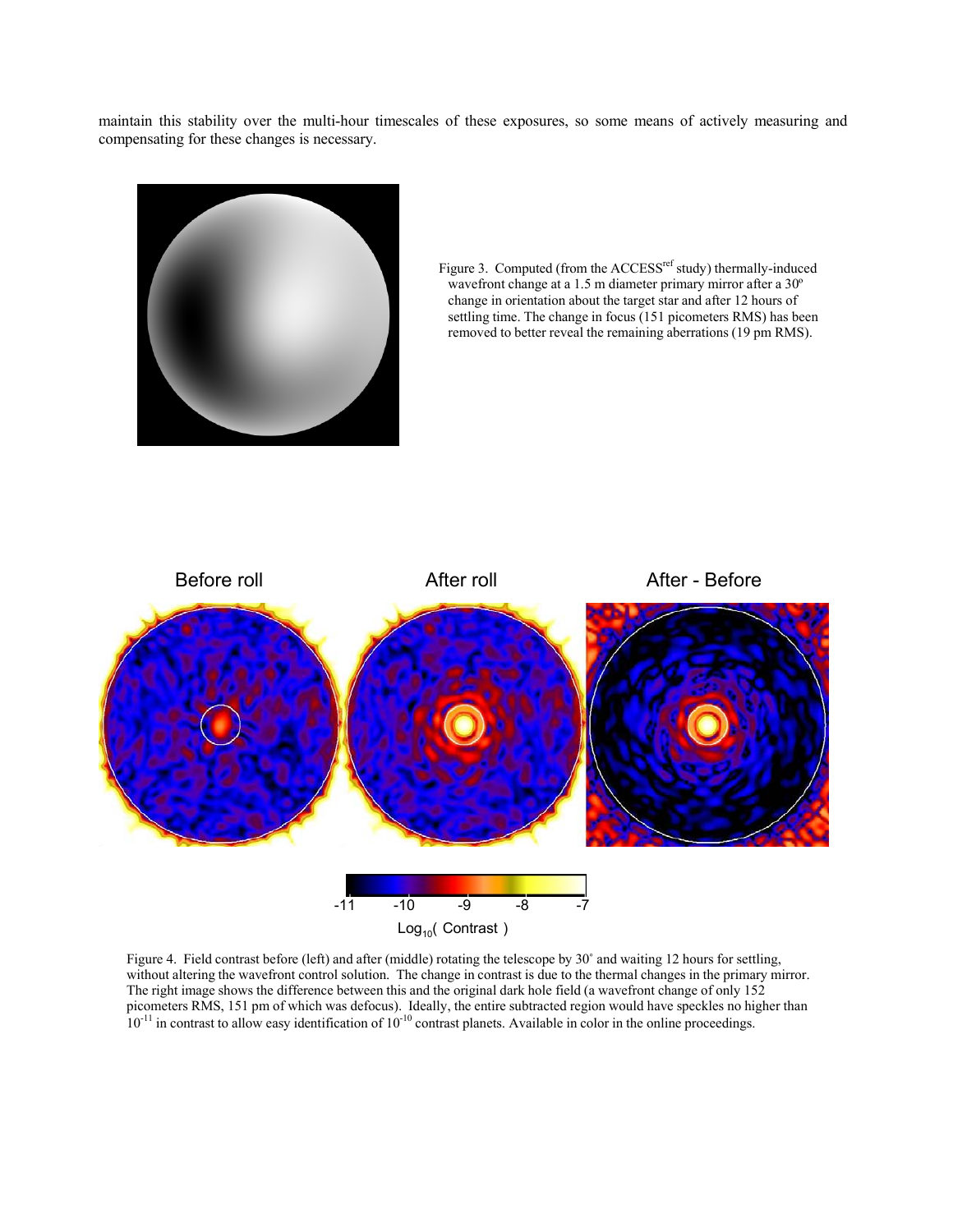maintain this stability over the multi-hour timescales of these exposures, so some means of actively measuring and compensating for these changes is necessary.

Figure 3. Computed (from the ACCESS[ref] study) thermally-induced wavefront change at a 1.5 m diameter primary mirror after a 30º change in orientation about the target star and after 12 hours of settling time. The change in focus (151 picometers RMS) has been removed to better reveal the remaining aberrations (19 pm RMS).

Figure 4. Field contrast before (left) and after (middle) rotating the telescope by 30˚ and waiting 12 hours for settling, without altering the wavefront control solution. The change in contrast is due to the thermal changes in the primary mirror. The right image shows the difference between this and the original dark hole field (a wavefront change of only 152 picometers RMS, 151 pm of which was defocus). Ideally, the entire subtracted region would have speckles no higher than $10^{-11}$ in contrast to allow easy identification of $10^{-10}$ contrast planets. Available in color in the online proceedings.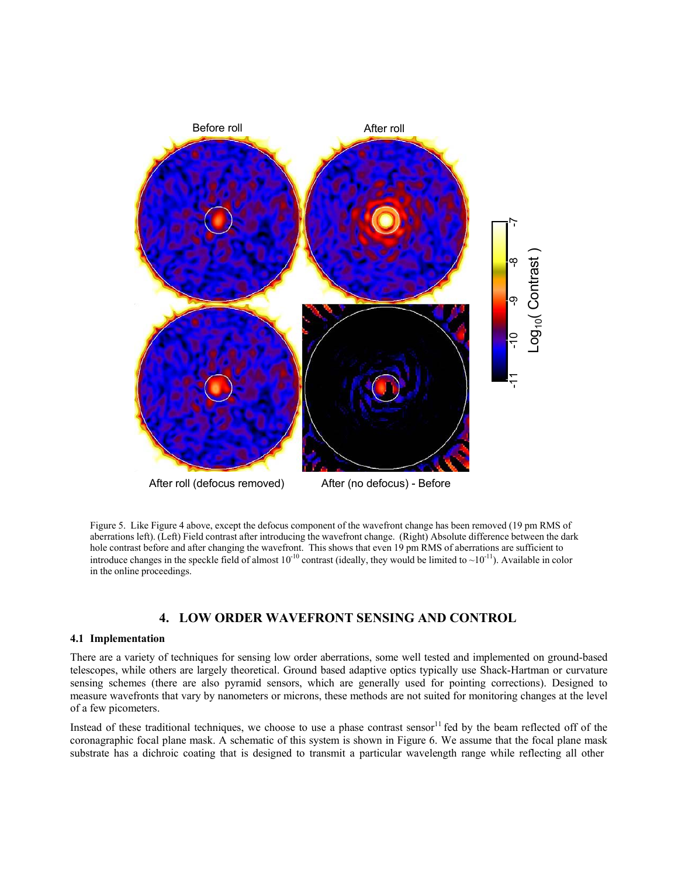Figure 5. Like Figure 4 above, except the defocus component of the wavefront change has been removed (19 pm RMS of aberrations left). (Left) Field contrast after introducing the wavefront change. (Right) Absolute difference between the dark hole contrast before and after changing the wavefront. This shows that even 19 pm RMS of aberrations are sufficient to introduce changes in the speckle field of almost $10^{-10}$ contrast (ideally, they would be limited to $\sim 10^{-11}$). Available in color in the online proceedings.

## 4. LOW ORDER WAVEFRONT SENSING AND CONTROL

### 4.1 Implementation

There are a variety of techniques for sensing low order aberrations, some well tested and implemented on ground-based telescopes, while others are largely theoretical. Ground based adaptive optics typically use Shack-Hartman or curvature sensing schemes (there are also pyramid sensors, which are generally used for pointing corrections). Designed to measure wavefronts that vary by nanometers or microns, these methods are not suited for monitoring changes at the level of a few picometers.

Instead of these traditional techniques, we choose to use a phase contrast sensor[11] fed by the beam reflected off of the coronagraphic focal plane mask. A schematic of this system is shown in Figure 6. We assume that the focal plane mask substrate has a dichroic coating that is designed to transmit a particular wavelength range while reflecting all other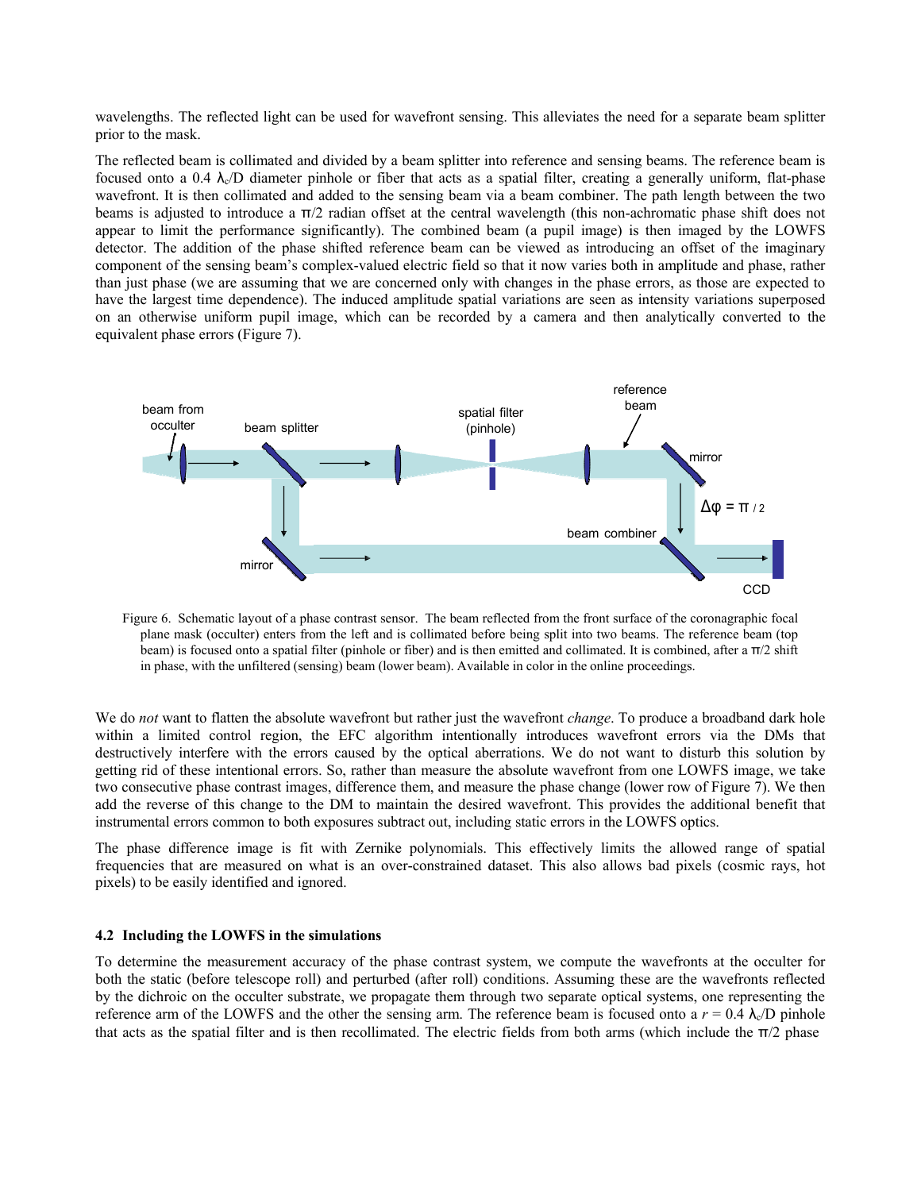wavelengths. The reflected light can be used for wavefront sensing. This alleviates the need for a separate beam splitter prior to the mask.

The reflected beam is collimated and divided by a beam splitter into reference and sensing beams. The reference beam is focused onto a 0.4 $\lambda_c/D$ diameter pinhole or fiber that acts as a spatial filter, creating a generally uniform, flat-phase wavefront. It is then collimated and added to the sensing beam via a beam combiner. The path length between the two beams is adjusted to introduce a $\pi/2$ radian offset at the central wavelength (this non-achromatic phase shift does not appear to limit the performance significantly). The combined beam (a pupil image) is then imaged by the LOWFS detector. The addition of the phase shifted reference beam can be viewed as introducing an offset of the imaginary component of the sensing beam's complex-valued electric field so that it now varies both in amplitude and phase, rather than just phase (we are assuming that we are concerned only with changes in the phase errors, as those are expected to have the largest time dependence). The induced amplitude spatial variations are seen as intensity variations superposed on an otherwise uniform pupil image, which can be recorded by a camera and then analytically converted to the equivalent phase errors (Figure 7).

beam from occulter
beam splitter
spatial filter (pinhole)
reference beam
mirror
$\Delta\varphi = \pi/2$
beam combiner
mirror
CCD

Figure 6. Schematic layout of a phase contrast sensor. The beam reflected from the front surface of the coronagraphic focal plane mask (occulter) enters from the left and is collimated before being split into two beams. The reference beam (top beam) is focused onto a spatial filter (pinhole or fiber) and is then emitted and collimated. It is combined, after a $\pi/2$ shift in phase, with the unfiltered (sensing) beam (lower beam). Available in color in the online proceedings.

We do *not* want to flatten the absolute wavefront but rather just the wavefront *change*. To produce a broadband dark hole within a limited control region, the EFC algorithm intentionally introduces wavefront errors via the DMs that destructively interfere with the errors caused by the optical aberrations. We do not want to disturb this solution by getting rid of these intentional errors. So, rather than measure the absolute wavefront from one LOWFS image, we take two consecutive phase contrast images, difference them, and measure the phase change (lower row of Figure 7). We then add the reverse of this change to the DM to maintain the desired wavefront. This provides the additional benefit that instrumental errors common to both exposures subtract out, including static errors in the LOWFS optics.

The phase difference image is fit with Zernike polynomials. This effectively limits the allowed range of spatial frequencies that are measured on what is an over-constrained dataset. This also allows bad pixels (cosmic rays, hot pixels) to be easily identified and ignored.

### 4.2 Including the LOWFS in the simulations

To determine the measurement accuracy of the phase contrast system, we compute the wavefronts at the occulter for both the static (before telescope roll) and perturbed (after roll) conditions. Assuming these are the wavefronts reflected by the dichroic on the occulter substrate, we propagate them through two separate optical systems, one representing the reference arm of the LOWFS and the other the sensing arm. The reference beam is focused onto a $r = 0.4\ \lambda_c/D$ pinhole that acts as the spatial filter and is then recollimated. The electric fields from both arms (which include the $\pi/2$ phase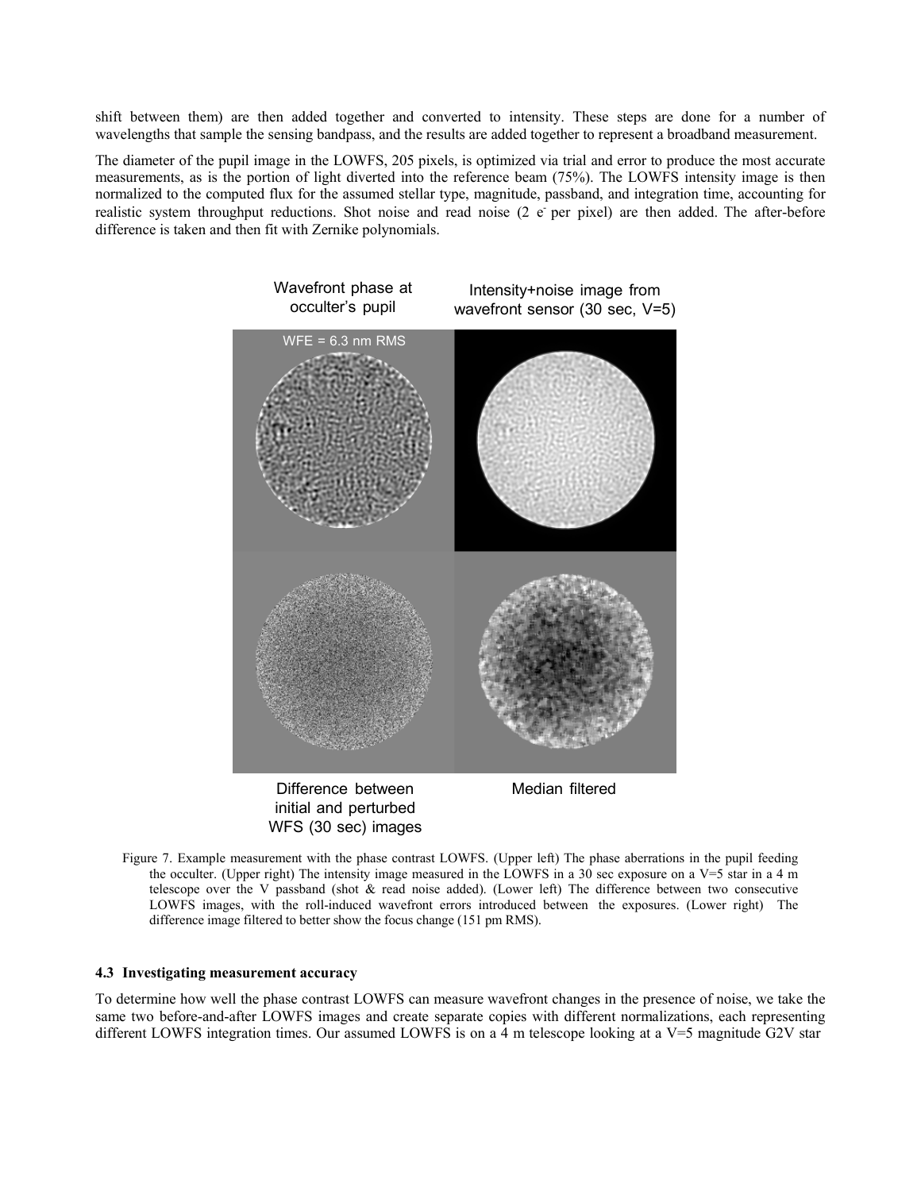shift between them) are then added together and converted to intensity. These steps are done for a number of wavelengths that sample the sensing bandpass, and the results are added together to represent a broadband measurement.

The diameter of the pupil image in the LOWFS, 205 pixels, is optimized via trial and error to produce the most accurate measurements, as is the portion of light diverted into the reference beam (75%). The LOWFS intensity image is then normalized to the computed flux for the assumed stellar type, magnitude, passband, and integration time, accounting for realistic system throughput reductions. Shot noise and read noise (2 $e^-$ per pixel) are then added. The after-before difference is taken and then fit with Zernike polynomials.

Figure 7. Example measurement with the phase contrast LOWFS. (Upper left) The phase aberrations in the pupil feeding the occulter. (Upper right) The intensity image measured in the LOWFS in a 30 sec exposure on a V=5 star in a 4 m telescope over the V passband (shot & read noise added). (Lower left) The difference between two consecutive LOWFS images, with the roll-induced wavefront errors introduced between the exposures. (Lower right) The difference image filtered to better show the focus change (151 pm RMS).

### 4.3 Investigating measurement accuracy

To determine how well the phase contrast LOWFS can measure wavefront changes in the presence of noise, we take the same two before-and-after LOWFS images and create separate copies with different normalizations, each representing different LOWFS integration times. Our assumed LOWFS is on a 4 m telescope looking at a V=5 magnitude G2V star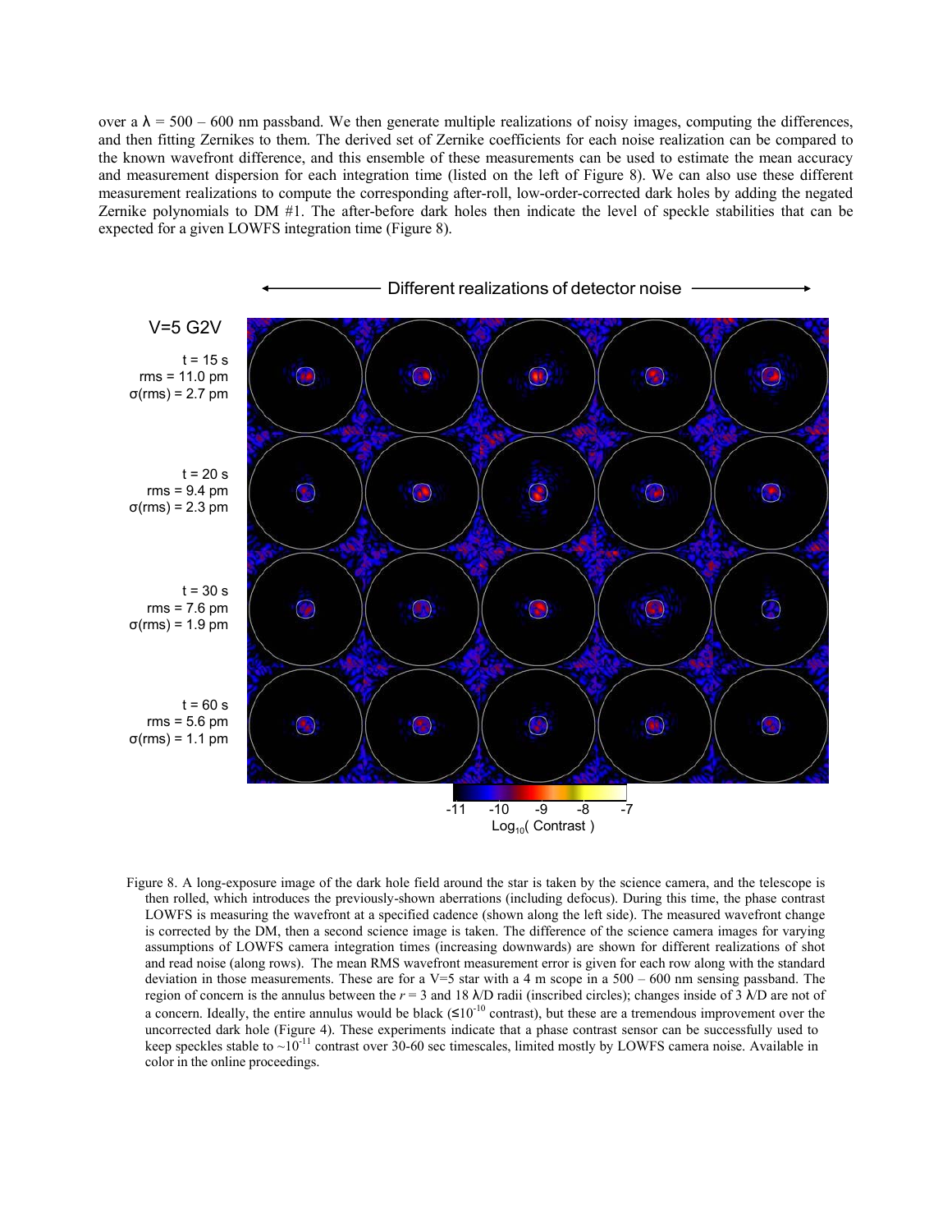over a λ = 500 – 600 nm passband. We then generate multiple realizations of noisy images, computing the differences, and then fitting Zernikes to them. The derived set of Zernike coefficients for each noise realization can be compared to the known wavefront difference, and this ensemble of these measurements can be used to estimate the mean accuracy and measurement dispersion for each integration time (listed on the left of Figure 8). We can also use these different measurement realizations to compute the corresponding after-roll, low-order-corrected dark holes by adding the negated Zernike polynomials to DM #1. The after-before dark holes then indicate the level of speckle stabilities that can be expected for a given LOWFS integration time (Figure 8).

Figure 8. A long-exposure image of the dark hole field around the star is taken by the science camera, and the telescope is then rolled, which introduces the previously-shown aberrations (including defocus). During this time, the phase contrast LOWFS is measuring the wavefront at a specified cadence (shown along the left side). The measured wavefront change is corrected by the DM, then a second science image is taken. The difference of the science camera images for varying assumptions of LOWFS camera integration times (increasing downwards) are shown for different realizations of shot and read noise (along rows). The mean RMS wavefront measurement error is given for each row along with the standard deviation in those measurements. These are for a V=5 star with a 4 m scope in a 500 – 600 nm sensing passband. The region of concern is the annulus between the $r$ = 3 and 18 λ/D radii (inscribed circles); changes inside of 3 λ/D are not of a concern. Ideally, the entire annulus would be black (≤$10^{-10}$ contrast), but these are a tremendous improvement over the uncorrected dark hole (Figure 4). These experiments indicate that a phase contrast sensor can be successfully used to keep speckles stable to ~$10^{-11}$ contrast over 30-60 sec timescales, limited mostly by LOWFS camera noise. Available in color in the online proceedings.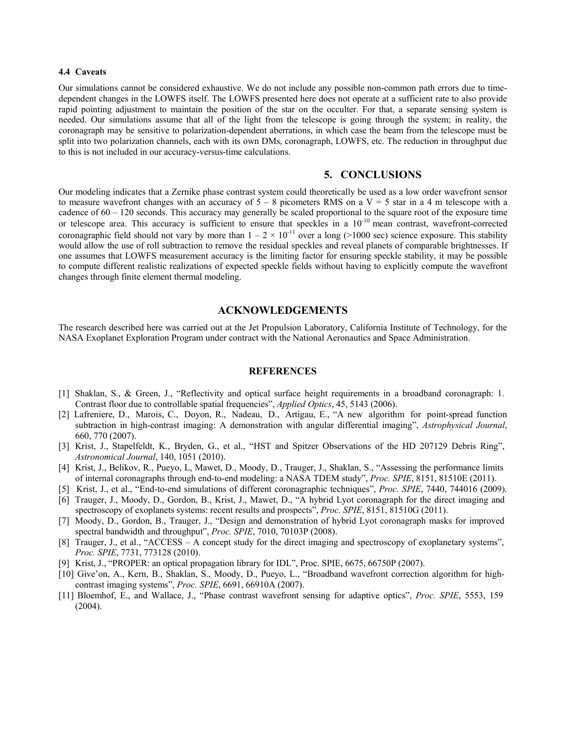### 4.4 Caveats

Our simulations cannot be considered exhaustive. We do not include any possible non-common path errors due to time-dependent changes in the LOWFS itself. The LOWFS presented here does not operate at a sufficient rate to also provide rapid pointing adjustment to maintain the position of the star on the occulter. For that, a separate sensing system is needed. Our simulations assume that all of the light from the telescope is going through the system; in reality, the coronagraph may be sensitive to polarization-dependent aberrations, in which case the beam from the telescope must be split into two polarization channels, each with its own DMs, coronagraph, LOWFS, etc. The reduction in throughput due to this is not included in our accuracy-versus-time calculations.

## 5. CONCLUSIONS

Our modeling indicates that a Zernike phase contrast system could theoretically be used as a low order wavefront sensor to measure wavefront changes with an accuracy of 5 – 8 picometers RMS on a V = 5 star in a 4 m telescope with a cadence of 60 – 120 seconds. This accuracy may generally be scaled proportional to the square root of the exposure time or telescope area. This accuracy is sufficient to ensure that speckles in a $10^{-10}$ mean contrast, wavefront-corrected coronagraphic field should not vary by more than $1 - 2 \times 10^{-11}$ over a long (>1000 sec) science exposure. This stability would allow the use of roll subtraction to remove the residual speckles and reveal planets of comparable brightnesses. If one assumes that LOWFS measurement accuracy is the limiting factor for ensuring speckle stability, it may be possible to compute different realistic realizations of expected speckle fields without having to explicitly compute the wavefront changes through finite element thermal modeling.

## ACKNOWLEDGEMENTS

The research described here was carried out at the Jet Propulsion Laboratory, California Institute of Technology, for the NASA Exoplanet Exploration Program under contract with the National Aeronautics and Space Administration.

## REFERENCES

[1] Shaklan, S., & Green, J., "Reflectivity and optical surface height requirements in a broadband coronagraph: 1. Contrast floor due to controllable spatial frequencies", *Applied Optics*, 45, 5143 (2006).

[2] Lafreniere, D., Marois, C., Doyon, R., Nadeau, D., Artigau, E., "A new algorithm for point-spread function subtraction in high-contrast imaging: A demonstration with angular differential imaging", *Astrophysical Journal*, 660, 770 (2007).

[3] Krist, J., Stapelfeldt, K., Bryden, G., et al., "HST and Spitzer Observations of the HD 207129 Debris Ring", *Astronomical Journal*, 140, 1051 (2010).

[4] Krist, J., Belikov, R., Pueyo, L, Mawet, D., Moody, D., Trauger, J., Shaklan, S., "Assessing the performance limits of internal coronagraphs through end-to-end modeling: a NASA TDEM study", *Proc. SPIE*, 8151, 81510E (2011).

[5] Krist, J., et al., "End-to-end simulations of different coronagraphic techniques", *Proc. SPIE*, 7440, 744016 (2009).

[6] Trauger, J., Moody, D., Gordon, B., Krist, J., Mawet, D., "A hybrid Lyot coronagraph for the direct imaging and spectroscopy of exoplanets systems: recent results and prospects", *Proc. SPIE*, 8151, 81510G (2011).

[7] Moody, D., Gordon, B., Trauger, J., "Design and demonstration of hybrid Lyot coronagraph masks for improved spectral bandwidth and throughput", *Proc. SPIE*, 7010, 70103P (2008).

[8] Trauger, J., et al., "ACCESS – A concept study for the direct imaging and spectroscopy of exoplanetary systems", *Proc. SPIE*, 7731, 773128 (2010).

[9] Krist, J., "PROPER: an optical propagation library for IDL", Proc. SPIE, 6675, 66750P (2007).

[10] Give'on, A., Kern, B., Shaklan, S., Moody, D., Pueyo, L., "Broadband wavefront correction algorithm for high-contrast imaging systems", *Proc. SPIE*, 6691, 66910A (2007).

[11] Bloemhof, E., and Wallace, J., "Phase contrast wavefront sensing for adaptive optics", *Proc. SPIE*, 5553, 159 (2004).